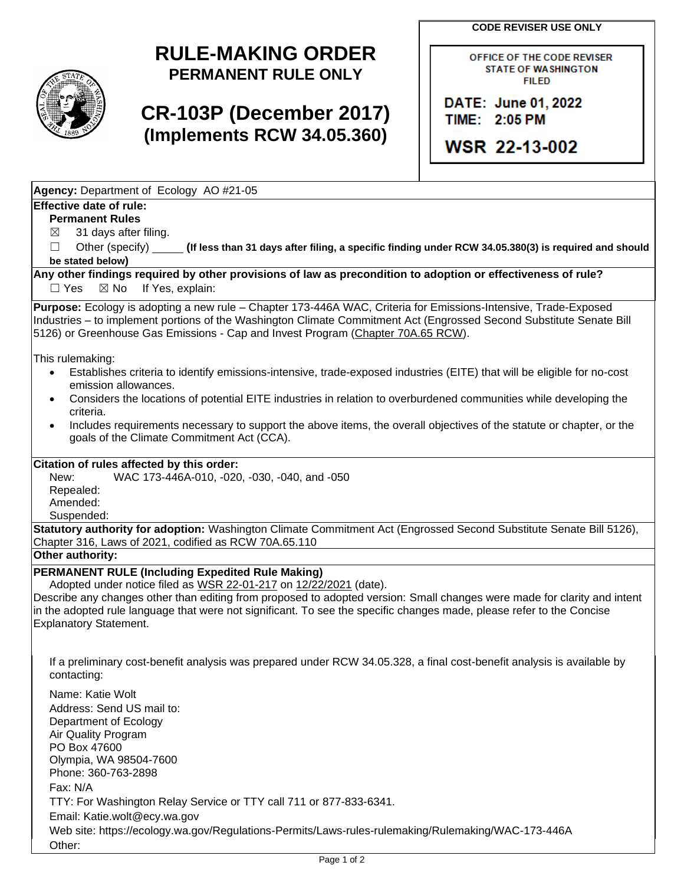**CODE REVISER USE ONLY**

OFFICE OF THE CODE REVISER
STATE OF WASHINGTON
FILED

DATE: June 01, 2022
TIME: 2:05 PM

WSR 22-13-002

# RULE-MAKING ORDER
## PERMANENT RULE ONLY

# CR-103P (December 2017)
## (Implements RCW 34.05.360)

**Agency:** Department of Ecology AO #21-05

**Effective date of rule:**

**Permanent Rules**

☒ 31 days after filing.

☐ Other (specify) _____ **(If less than 31 days after filing, a specific finding under RCW 34.05.380(3) is required and should be stated below)**

**Any other findings required by other provisions of law as precondition to adoption or effectiveness of rule?**

☐ Yes ☒ No If Yes, explain:

**Purpose:** Ecology is adopting a new rule – Chapter 173-446A WAC, Criteria for Emissions-Intensive, Trade-Exposed Industries – to implement portions of the Washington Climate Commitment Act (Engrossed Second Substitute Senate Bill 5126) or Greenhouse Gas Emissions - Cap and Invest Program (Chapter 70A.65 RCW).

This rulemaking:

- Establishes criteria to identify emissions-intensive, trade-exposed industries (EITE) that will be eligible for no-cost emission allowances.
- Considers the locations of potential EITE industries in relation to overburdened communities while developing the criteria.
- Includes requirements necessary to support the above items, the overall objectives of the statute or chapter, or the goals of the Climate Commitment Act (CCA).

**Citation of rules affected by this order:**

New: WAC 173-446A-010, -020, -030, -040, and -050
Repealed:
Amended:
Suspended:

**Statutory authority for adoption:** Washington Climate Commitment Act (Engrossed Second Substitute Senate Bill 5126), Chapter 316, Laws of 2021, codified as RCW 70A.65.110

**Other authority:**

**PERMANENT RULE (Including Expedited Rule Making)**

Adopted under notice filed as WSR 22-01-217 on 12/22/2021 (date).

Describe any changes other than editing from proposed to adopted version: Small changes were made for clarity and intent in the adopted rule language that were not significant. To see the specific changes made, please refer to the Concise Explanatory Statement.

If a preliminary cost-benefit analysis was prepared under RCW 34.05.328, a final cost-benefit analysis is available by contacting:

Name: Katie Wolt
Address: Send US mail to:
Department of Ecology
Air Quality Program
PO Box 47600
Olympia, WA 98504-7600
Phone: 360-763-2898
Fax: N/A
TTY: For Washington Relay Service or TTY call 711 or 877-833-6341.
Email: Katie.wolt@ecy.wa.gov
Web site: https://ecology.wa.gov/Regulations-Permits/Laws-rules-rulemaking/Rulemaking/WAC-173-446A
Other: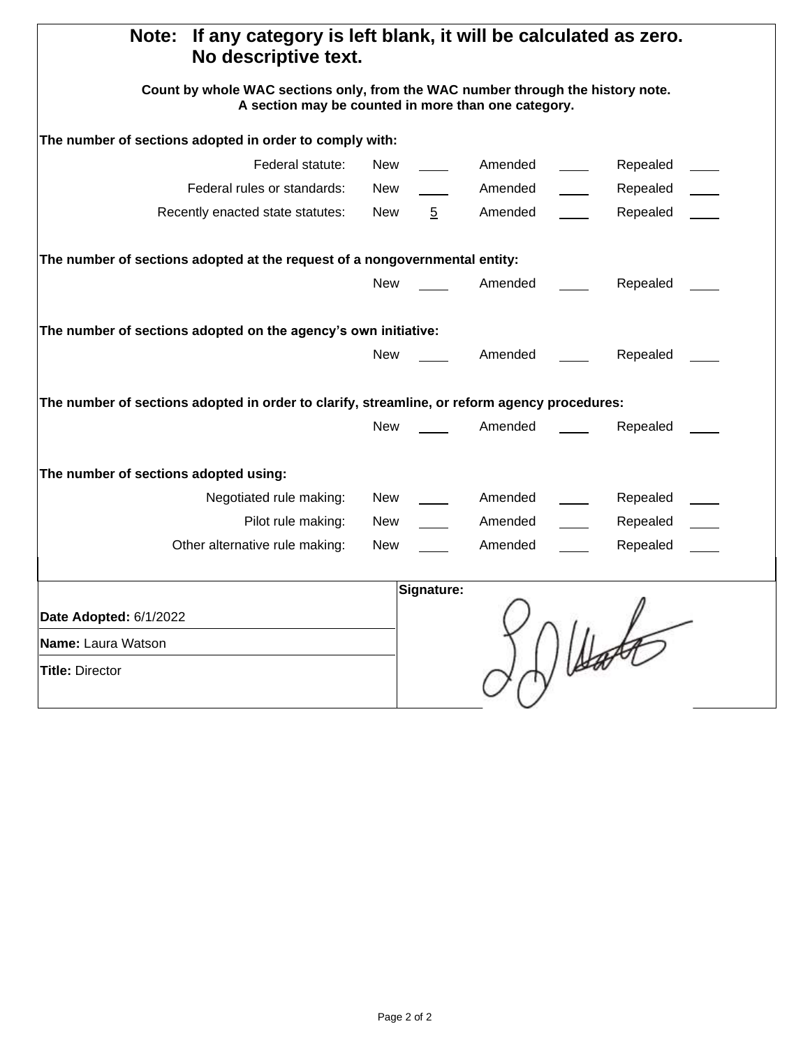**Note: If any category is left blank, it will be calculated as zero. No descriptive text.**

**Count by whole WAC sections only, from the WAC number through the history note. A section may be counted in more than one category.**

**The number of sections adopted in order to comply with:**

| | | | | | | |
|---|---|---|---|---|---|---|
| Federal statute: | New | | Amended | | Repealed | |
| Federal rules or standards: | New | | Amended | | Repealed | |
| Recently enacted state statutes: | New | 5 | Amended | | Repealed | |

**The number of sections adopted at the request of a nongovernmental entity:**

| | | | | | |
|---|---|---|---|---|---|
| New | | Amended | | Repealed | |

**The number of sections adopted on the agency's own initiative:**

| | | | | | |
|---|---|---|---|---|---|
| New | | Amended | | Repealed | |

**The number of sections adopted in order to clarify, streamline, or reform agency procedures:**

| | | | | | |
|---|---|---|---|---|---|
| New | | Amended | | Repealed | |

**The number of sections adopted using:**

| | | | | | | |
|---|---|---|---|---|---|---|
| Negotiated rule making: | New | | Amended | | Repealed | |
| Pilot rule making: | New | | Amended | | Repealed | |
| Other alternative rule making: | New | | Amended | | Repealed | |

**Date Adopted:** 6/1/2022

**Name:** Laura Watson

**Title:** Director

**Signature:**